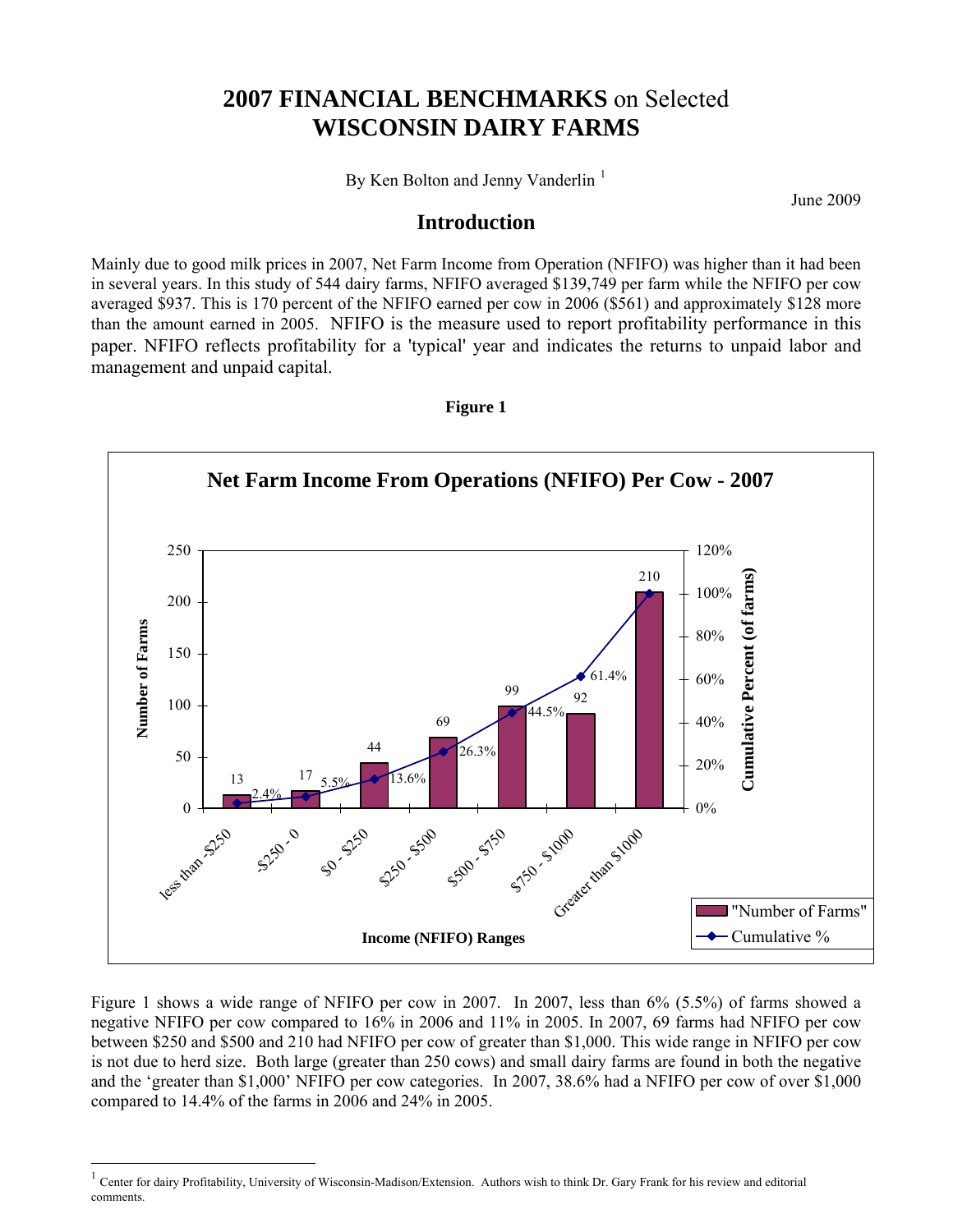# **2007 FINANCIAL BENCHMARKS** on Selected **WISCONSIN DAIRY FARMS**

By Ken Bolton and Jenny Vanderlin [1]

June 2009

## Introduction

Mainly due to good milk prices in 2007, Net Farm Income from Operation (NFIFO) was higher than it had been in several years. In this study of 544 dairy farms, NFIFO averaged $139,749 per farm while the NFIFO per cow averaged $937. This is 170 percent of the NFIFO earned per cow in 2006 ($561) and approximately $128 more than the amount earned in 2005. NFIFO is the measure used to report profitability performance in this paper. NFIFO reflects profitability for a 'typical' year and indicates the returns to unpaid labor and management and unpaid capital.

**Figure 1**

**Net Farm Income From Operations (NFIFO) Per Cow - 2007**

| Income (NFIFO) Ranges | "Number of Farms" | Cumulative % |
|---|---|---|
| less than -$250 | 13 | 2.4% |
| -$250 - 0 | 17 | 5.5% |
| $0 - $250 | 44 | 13.6% |
| $250 - $500 | 69 | 26.3% |
| $500 - $750 | 99 | 44.5% |
| $750 - $1000 | 92 | 61.4% |
| Greater than $1000 | 210 | |

Figure 1 shows a wide range of NFIFO per cow in 2007. In 2007, less than 6% (5.5%) of farms showed a negative NFIFO per cow compared to 16% in 2006 and 11% in 2005. In 2007, 69 farms had NFIFO per cow between $250 and $500 and 210 had NFIFO per cow of greater than $1,000. This wide range in NFIFO per cow is not due to herd size. Both large (greater than 250 cows) and small dairy farms are found in both the negative and the 'greater than $1,000' NFIFO per cow categories. In 2007, 38.6% had a NFIFO per cow of over $1,000 compared to 14.4% of the farms in 2006 and 24% in 2005.

---

[1] Center for dairy Profitability, University of Wisconsin-Madison/Extension. Authors wish to think Dr. Gary Frank for his review and editorial comments.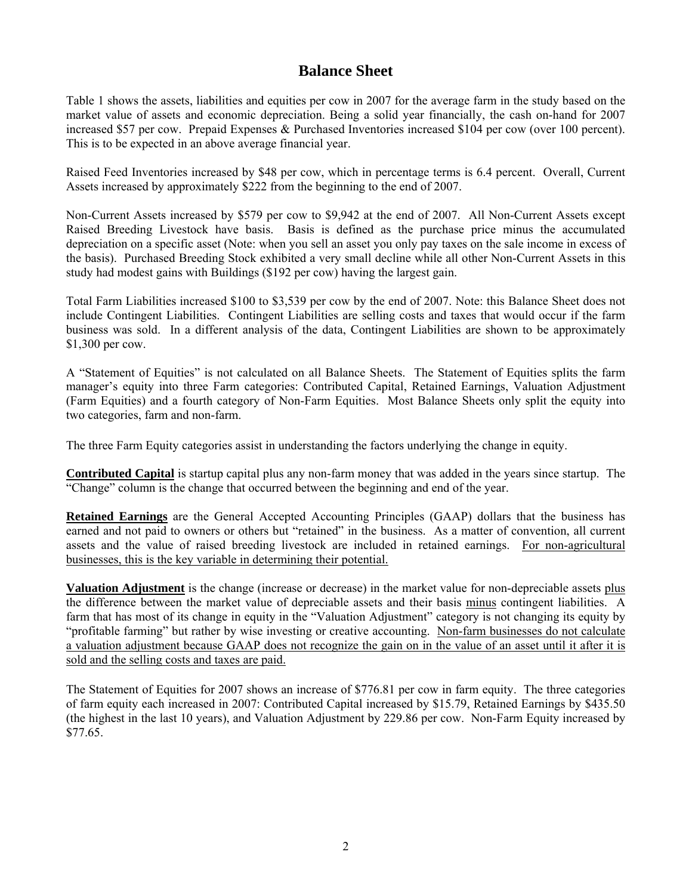# Balance Sheet

Table 1 shows the assets, liabilities and equities per cow in 2007 for the average farm in the study based on the market value of assets and economic depreciation. Being a solid year financially, the cash on-hand for 2007 increased $57 per cow. Prepaid Expenses & Purchased Inventories increased $104 per cow (over 100 percent). This is to be expected in an above average financial year.

Raised Feed Inventories increased by $48 per cow, which in percentage terms is 6.4 percent. Overall, Current Assets increased by approximately $222 from the beginning to the end of 2007.

Non-Current Assets increased by $579 per cow to $9,942 at the end of 2007. All Non-Current Assets except Raised Breeding Livestock have basis. Basis is defined as the purchase price minus the accumulated depreciation on a specific asset (Note: when you sell an asset you only pay taxes on the sale income in excess of the basis). Purchased Breeding Stock exhibited a very small decline while all other Non-Current Assets in this study had modest gains with Buildings ($192 per cow) having the largest gain.

Total Farm Liabilities increased $100 to $3,539 per cow by the end of 2007. Note: this Balance Sheet does not include Contingent Liabilities. Contingent Liabilities are selling costs and taxes that would occur if the farm business was sold. In a different analysis of the data, Contingent Liabilities are shown to be approximately $1,300 per cow.

A "Statement of Equities" is not calculated on all Balance Sheets. The Statement of Equities splits the farm manager's equity into three Farm categories: Contributed Capital, Retained Earnings, Valuation Adjustment (Farm Equities) and a fourth category of Non-Farm Equities. Most Balance Sheets only split the equity into two categories, farm and non-farm.

The three Farm Equity categories assist in understanding the factors underlying the change in equity.

<u>**Contributed Capital**</u> is startup capital plus any non-farm money that was added in the years since startup. The "Change" column is the change that occurred between the beginning and end of the year.

<u>**Retained Earnings**</u> are the General Accepted Accounting Principles (GAAP) dollars that the business has earned and not paid to owners or others but "retained" in the business. As a matter of convention, all current assets and the value of raised breeding livestock are included in retained earnings. <u>For non-agricultural businesses, this is the key variable in determining their potential.</u>

<u>**Valuation Adjustment**</u> is the change (increase or decrease) in the market value for non-depreciable assets <u>plus</u> the difference between the market value of depreciable assets and their basis <u>minus</u> contingent liabilities. A farm that has most of its change in equity in the "Valuation Adjustment" category is not changing its equity by "profitable farming" but rather by wise investing or creative accounting. <u>Non-farm businesses do not calculate a valuation adjustment because GAAP does not recognize the gain on in the value of an asset until it after it is sold and the selling costs and taxes are paid.</u>

The Statement of Equities for 2007 shows an increase of $776.81 per cow in farm equity. The three categories of farm equity each increased in 2007: Contributed Capital increased by $15.79, Retained Earnings by $435.50 (the highest in the last 10 years), and Valuation Adjustment by 229.86 per cow. Non-Farm Equity increased by $77.65.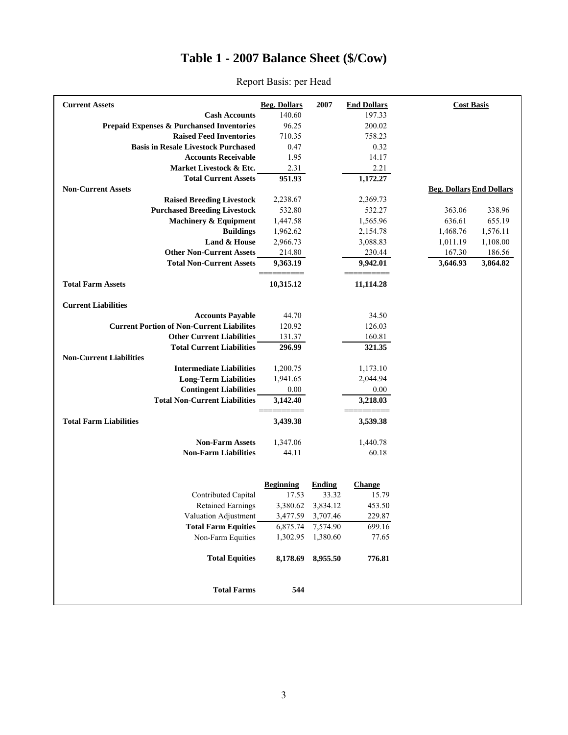# Table 1 - 2007 Balance Sheet ($/Cow)

Report Basis: per Head

| Current Assets | Beg. Dollars | 2007 | End Dollars | Cost Basis | |
|---|---|---|---|---|---|
| Cash Accounts | 140.60 | | 197.33 | | |
| Prepaid Expenses & Purchased Inventories | 96.25 | | 200.02 | | |
| Raised Feed Inventories | 710.35 | | 758.23 | | |
| Basis in Resale Livestock Purchased | 0.47 | | 0.32 | | |
| Accounts Receivable | 1.95 | | 14.17 | | |
| Market Livestock & Etc. | 2.31 | | 2.21 | | |
| **Total Current Assets** | **951.93** | | **1,172.27** | | |
| **Non-Current Assets** | | | | **Beg. Dollars** | **End Dollars** |
| Raised Breeding Livestock | 2,238.67 | | 2,369.73 | | |
| Purchased Breeding Livestock | 532.80 | | 532.27 | 363.06 | 338.96 |
| Machinery & Equipment | 1,447.58 | | 1,565.96 | 636.61 | 655.19 |
| Buildings | 1,962.62 | | 2,154.78 | 1,468.76 | 1,576.11 |
| Land & House | 2,966.73 | | 3,088.83 | 1,011.19 | 1,108.00 |
| Other Non-Current Assets | 214.80 | | 230.44 | 167.30 | 186.56 |
| **Total Non-Current Assets** | **9,363.19** | | **9,942.01** | **3,646.93** | **3,864.82** |
| **Total Farm Assets** | **10,315.12** | | **11,114.28** | | |
| **Current Liabilities** | | | | | |
| Accounts Payable | 44.70 | | 34.50 | | |
| Current Portion of Non-Current Liabilites | 120.92 | | 126.03 | | |
| Other Current Liabilities | 131.37 | | 160.81 | | |
| **Total Current Liabilities** | **296.99** | | **321.35** | | |
| **Non-Current Liabilities** | | | | | |
| Intermediate Liabilities | 1,200.75 | | 1,173.10 | | |
| Long-Term Liabilities | 1,941.65 | | 2,044.94 | | |
| Contingent Liabilities | 0.00 | | 0.00 | | |
| **Total Non-Current Liabilities** | **3,142.40** | | **3,218.03** | | |
| **Total Farm Liabilities** | **3,439.38** | | **3,539.38** | | |
| Non-Farm Assets | 1,347.06 | | 1,440.78 | | |
| Non-Farm Liabilities | 44.11 | | 60.18 | | |

| | Beginning | Ending | Change |
|---|---|---|---|
| Contributed Capital | 17.53 | 33.32 | 15.79 |
| Retained Earnings | 3,380.62 | 3,834.12 | 453.50 |
| Valuation Adjustment | 3,477.59 | 3,707.46 | 229.87 |
| **Total Farm Equities** | 6,875.74 | 7,574.90 | 699.16 |
| Non-Farm Equities | 1,302.95 | 1,380.60 | 77.65 |
| **Total Equities** | **8,178.69** | **8,955.50** | **776.81** |
| **Total Farms** | **544** | | |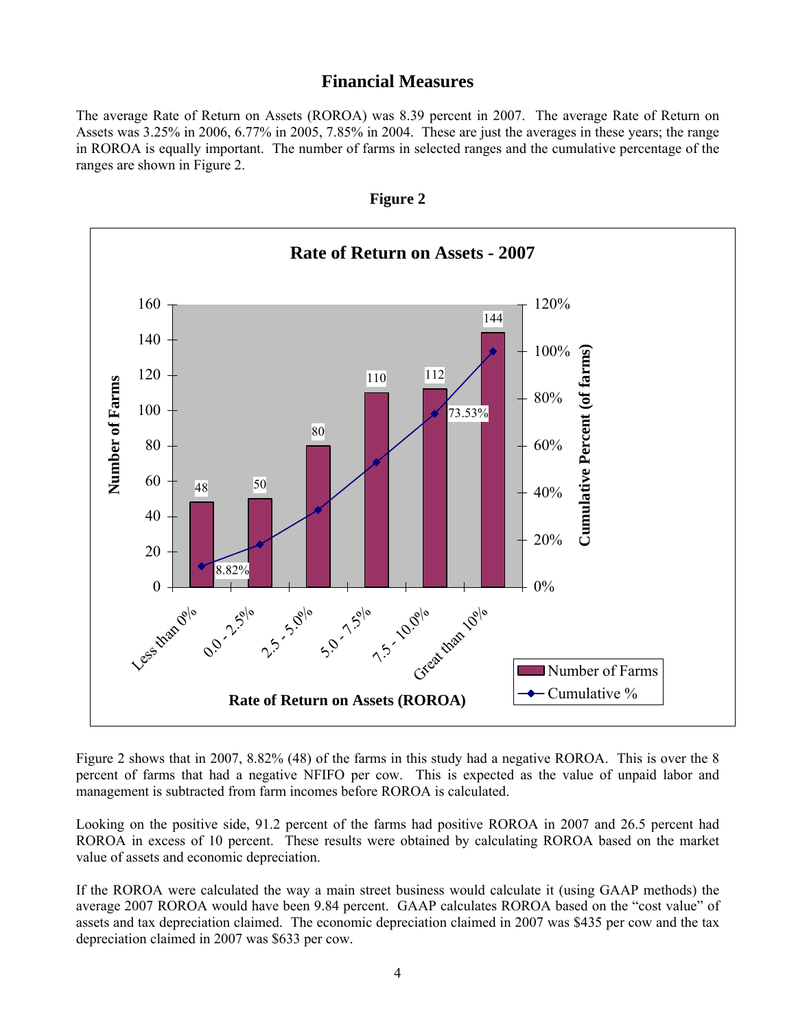## Financial Measures

The average Rate of Return on Assets (ROROA) was 8.39 percent in 2007. The average Rate of Return on Assets was 3.25% in 2006, 6.77% in 2005, 7.85% in 2004. These are just the averages in these years; the range in ROROA is equally important. The number of farms in selected ranges and the cumulative percentage of the ranges are shown in Figure 2.

**Figure 2**

**Rate of Return on Assets - 2007**

| Rate of Return on Assets (ROROA) | Number of Farms | Cumulative % |
|---|---|---|
| Less than 0% | 48 | 8.82% |
| 0.0 - 2.5% | 50 | |
| 2.5 - 5.0% | 80 | |
| 5.0 - 7.5% | 110 | |
| 7.5 - 10.0% | 112 | 73.53% |
| Great than 10% | 144 | |

Figure 2 shows that in 2007, 8.82% (48) of the farms in this study had a negative ROROA. This is over the 8 percent of farms that had a negative NFIFO per cow. This is expected as the value of unpaid labor and management is subtracted from farm incomes before ROROA is calculated.

Looking on the positive side, 91.2 percent of the farms had positive ROROA in 2007 and 26.5 percent had ROROA in excess of 10 percent. These results were obtained by calculating ROROA based on the market value of assets and economic depreciation.

If the ROROA were calculated the way a main street business would calculate it (using GAAP methods) the average 2007 ROROA would have been 9.84 percent. GAAP calculates ROROA based on the "cost value" of assets and tax depreciation claimed. The economic depreciation claimed in 2007 was $435 per cow and the tax depreciation claimed in 2007 was $633 per cow.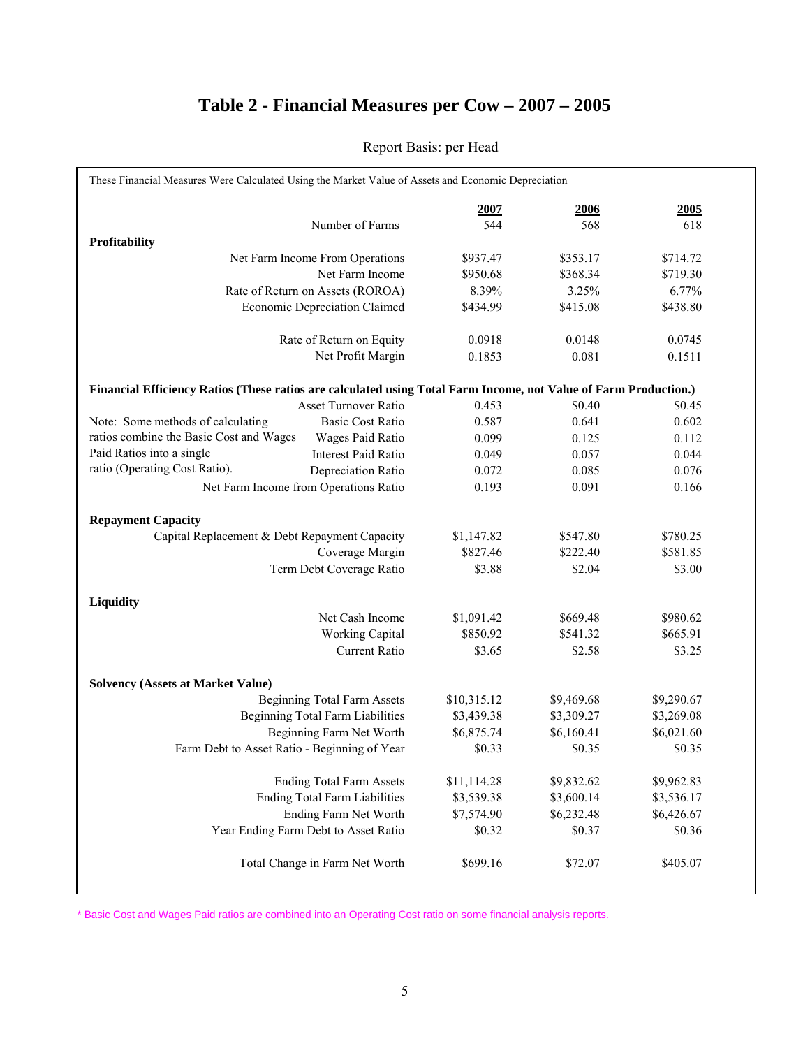# Table 2 - Financial Measures per Cow – 2007 – 2005

Report Basis: per Head

These Financial Measures Were Calculated Using the Market Value of Assets and Economic Depreciation

| | 2007 | 2006 | 2005 |
|---|---|---|---|
| Number of Farms | 544 | 568 | 618 |
| **Profitability** | | | |
| Net Farm Income From Operations | $937.47 | $353.17 | $714.72 |
| Net Farm Income | $950.68 | $368.34 | $719.30 |
| Rate of Return on Assets (ROROA) | 8.39% | 3.25% | 6.77% |
| Economic Depreciation Claimed | $434.99 | $415.08 | $438.80 |
| Rate of Return on Equity | 0.0918 | 0.0148 | 0.0745 |
| Net Profit Margin | 0.1853 | 0.081 | 0.1511 |
| **Financial Efficiency Ratios (These ratios are calculated using Total Farm Income, not Value of Farm Production.)** | | | |
| Asset Turnover Ratio | 0.453 | $0.40 | $0.45 |
| Basic Cost Ratio | 0.587 | 0.641 | 0.602 |
| Wages Paid Ratio | 0.099 | 0.125 | 0.112 |
| Interest Paid Ratio | 0.049 | 0.057 | 0.044 |
| Depreciation Ratio | 0.072 | 0.085 | 0.076 |
| Net Farm Income from Operations Ratio | 0.193 | 0.091 | 0.166 |
| **Repayment Capacity** | | | |
| Capital Replacement & Debt Repayment Capacity | $1,147.82 | $547.80 | $780.25 |
| Coverage Margin | $827.46 | $222.40 | $581.85 |
| Term Debt Coverage Ratio | $3.88 | $2.04 | $3.00 |
| **Liquidity** | | | |
| Net Cash Income | $1,091.42 | $669.48 | $980.62 |
| Working Capital | $850.92 | $541.32 | $665.91 |
| Current Ratio | $3.65 | $2.58 | $3.25 |
| **Solvency (Assets at Market Value)** | | | |
| Beginning Total Farm Assets | $10,315.12 | $9,469.68 | $9,290.67 |
| Beginning Total Farm Liabilities | $3,439.38 | $3,309.27 | $3,269.08 |
| Beginning Farm Net Worth | $6,875.74 | $6,160.41 | $6,021.60 |
| Farm Debt to Asset Ratio - Beginning of Year | $0.33 | $0.35 | $0.35 |
| Ending Total Farm Assets | $11,114.28 | $9,832.62 | $9,962.83 |
| Ending Total Farm Liabilities | $3,539.38 | $3,600.14 | $3,536.17 |
| Ending Farm Net Worth | $7,574.90 | $6,232.48 | $6,426.67 |
| Year Ending Farm Debt to Asset Ratio | $0.32 | $0.37 | $0.36 |
| Total Change in Farm Net Worth | $699.16 | $72.07 | $405.07 |

Note: Some methods of calculating ratios combine the Basic Cost and Wages Paid Ratios into a single ratio (Operating Cost Ratio).

* Basic Cost and Wages Paid ratios are combined into an Operating Cost ratio on some financial analysis reports.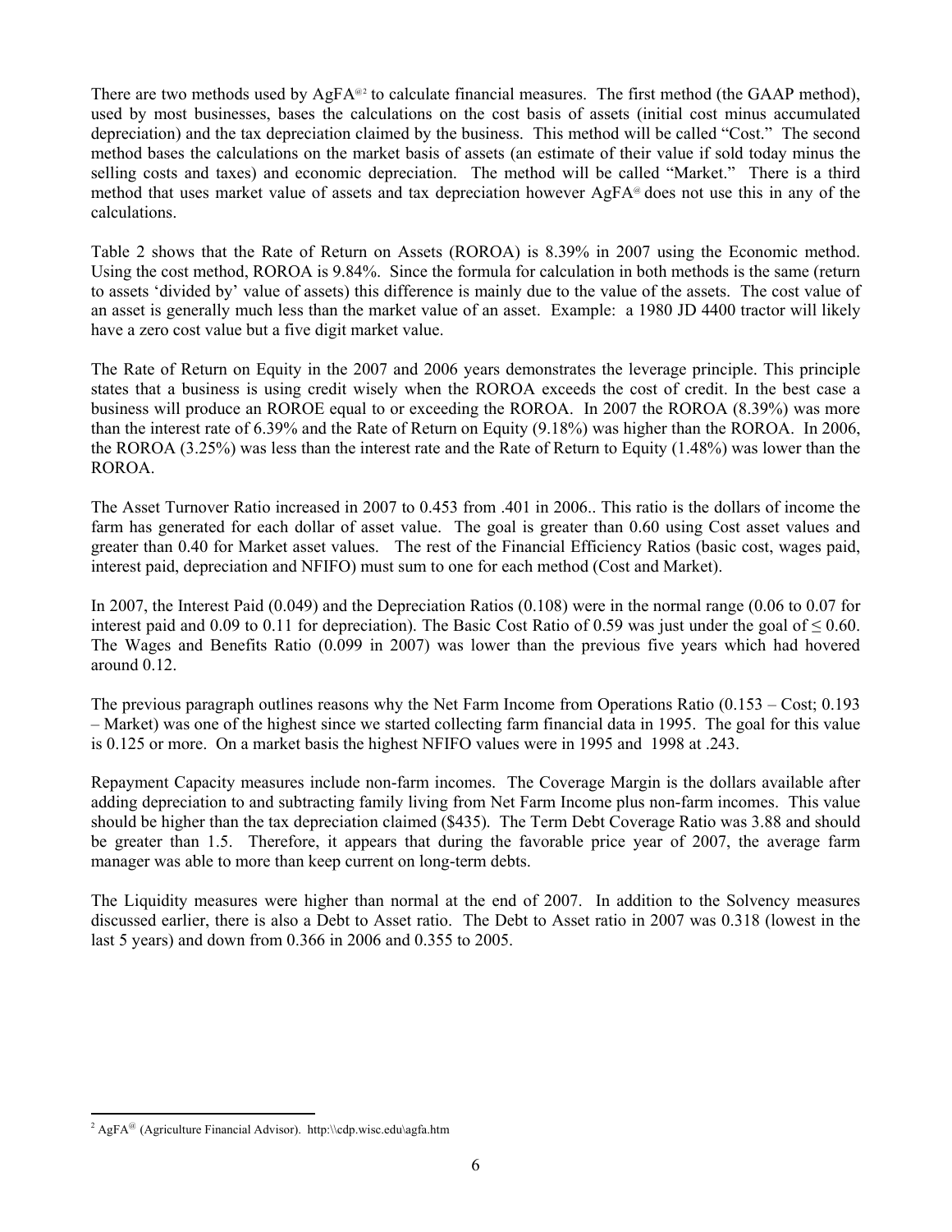There are two methods used by AgFA@[2] to calculate financial measures. The first method (the GAAP method), used by most businesses, bases the calculations on the cost basis of assets (initial cost minus accumulated depreciation) and the tax depreciation claimed by the business. This method will be called "Cost." The second method bases the calculations on the market basis of assets (an estimate of their value if sold today minus the selling costs and taxes) and economic depreciation. The method will be called "Market." There is a third method that uses market value of assets and tax depreciation however AgFA@ does not use this in any of the calculations.

Table 2 shows that the Rate of Return on Assets (ROROA) is 8.39% in 2007 using the Economic method. Using the cost method, ROROA is 9.84%. Since the formula for calculation in both methods is the same (return to assets 'divided by' value of assets) this difference is mainly due to the value of the assets. The cost value of an asset is generally much less than the market value of an asset. Example: a 1980 JD 4400 tractor will likely have a zero cost value but a five digit market value.

The Rate of Return on Equity in the 2007 and 2006 years demonstrates the leverage principle. This principle states that a business is using credit wisely when the ROROA exceeds the cost of credit. In the best case a business will produce an ROROE equal to or exceeding the ROROA. In 2007 the ROROA (8.39%) was more than the interest rate of 6.39% and the Rate of Return on Equity (9.18%) was higher than the ROROA. In 2006, the ROROA (3.25%) was less than the interest rate and the Rate of Return to Equity (1.48%) was lower than the ROROA.

The Asset Turnover Ratio increased in 2007 to 0.453 from .401 in 2006.. This ratio is the dollars of income the farm has generated for each dollar of asset value. The goal is greater than 0.60 using Cost asset values and greater than 0.40 for Market asset values. The rest of the Financial Efficiency Ratios (basic cost, wages paid, interest paid, depreciation and NFIFO) must sum to one for each method (Cost and Market).

In 2007, the Interest Paid (0.049) and the Depreciation Ratios (0.108) were in the normal range (0.06 to 0.07 for interest paid and 0.09 to 0.11 for depreciation). The Basic Cost Ratio of 0.59 was just under the goal of ≤ 0.60. The Wages and Benefits Ratio (0.099 in 2007) was lower than the previous five years which had hovered around 0.12.

The previous paragraph outlines reasons why the Net Farm Income from Operations Ratio (0.153 – Cost; 0.193 – Market) was one of the highest since we started collecting farm financial data in 1995. The goal for this value is 0.125 or more. On a market basis the highest NFIFO values were in 1995 and 1998 at .243.

Repayment Capacity measures include non-farm incomes. The Coverage Margin is the dollars available after adding depreciation to and subtracting family living from Net Farm Income plus non-farm incomes. This value should be higher than the tax depreciation claimed ($435). The Term Debt Coverage Ratio was 3.88 and should be greater than 1.5. Therefore, it appears that during the favorable price year of 2007, the average farm manager was able to more than keep current on long-term debts.

The Liquidity measures were higher than normal at the end of 2007. In addition to the Solvency measures discussed earlier, there is also a Debt to Asset ratio. The Debt to Asset ratio in 2007 was 0.318 (lowest in the last 5 years) and down from 0.366 in 2006 and 0.355 to 2005.

---

[2] AgFA@ (Agriculture Financial Advisor). http:\\cdp.wisc.edu\agfa.htm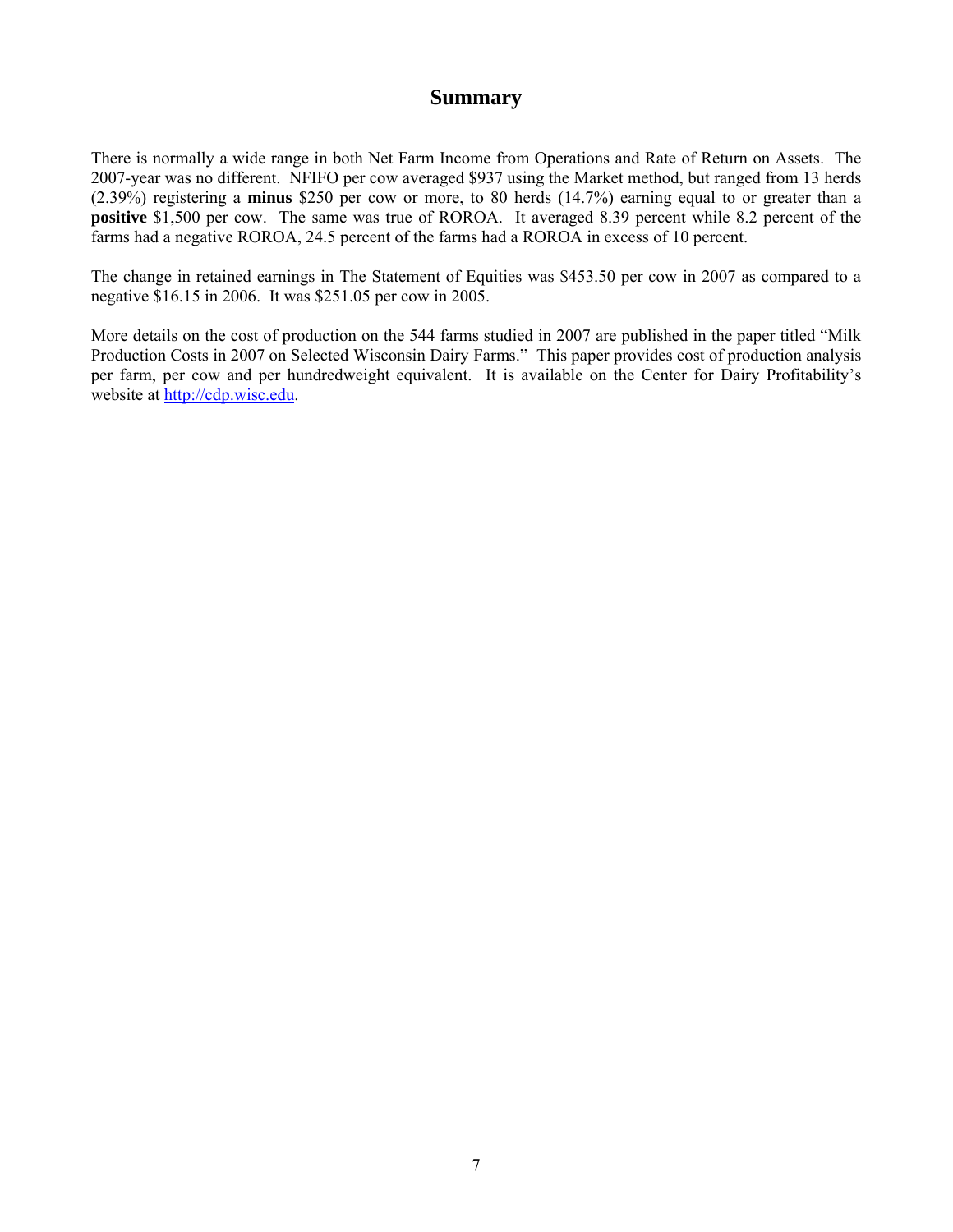# Summary

There is normally a wide range in both Net Farm Income from Operations and Rate of Return on Assets. The 2007-year was no different. NFIFO per cow averaged $937 using the Market method, but ranged from 13 herds (2.39%) registering a **minus** $250 per cow or more, to 80 herds (14.7%) earning equal to or greater than a **positive** $1,500 per cow. The same was true of ROROA. It averaged 8.39 percent while 8.2 percent of the farms had a negative ROROA, 24.5 percent of the farms had a ROROA in excess of 10 percent.

The change in retained earnings in The Statement of Equities was $453.50 per cow in 2007 as compared to a negative $16.15 in 2006. It was $251.05 per cow in 2005.

More details on the cost of production on the 544 farms studied in 2007 are published in the paper titled "Milk Production Costs in 2007 on Selected Wisconsin Dairy Farms." This paper provides cost of production analysis per farm, per cow and per hundredweight equivalent. It is available on the Center for Dairy Profitability's website at [http://cdp.wisc.edu](http://cdp.wisc.edu).